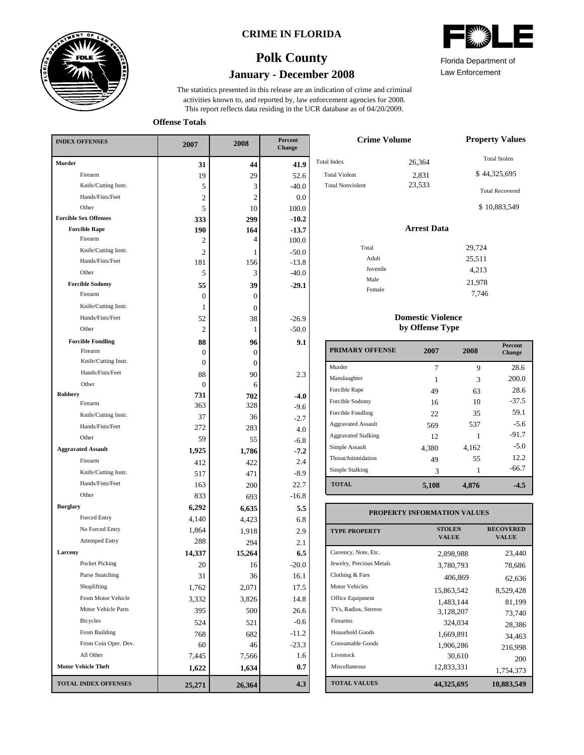**CRIME IN FLORIDA**

# Polk County

## January - December 2008

Florida Department of Law Enforcement

The statistics presented in this release are an indication of crime and criminal activities known to, and reported by, law enforcement agencies for 2008. This report reflects data residing in the UCR database as of 04/20/2009.

### Offense Totals

| INDEX OFFENSES | 2007 | 2008 | Percent Change |
|---|---|---|---|
| **Murder** | **31** | **44** | **41.9** |
| Firearm | 19 | 29 | 52.6 |
| Knife/Cutting Instr. | 5 | 3 | -40.0 |
| Hands/Fists/Feet | 2 | 2 | 0.0 |
| Other | 5 | 10 | 100.0 |
| **Forcible Sex Offenses** | **333** | **299** | **-10.2** |
| **Forcible Rape** | **190** | **164** | **-13.7** |
| Firearm | 2 | 4 | 100.0 |
| Knife/Cutting Instr. | 2 | 1 | -50.0 |
| Hands/Fists/Feet | 181 | 156 | -13.8 |
| Other | 5 | 3 | -40.0 |
| **Forcible Sodomy** | **55** | **39** | **-29.1** |
| Firearm | 0 | 0 | |
| Knife/Cutting Instr. | 1 | 0 | |
| Hands/Fists/Feet | 52 | 38 | -26.9 |
| Other | 2 | 1 | -50.0 |
| **Forcible Fondling** | **88** | **96** | **9.1** |
| Firearm | 0 | 0 | |
| Knife/Cutting Instr. | 0 | 0 | |
| Hands/Fists/Feet | 88 | 90 | 2.3 |
| Other | 0 | 6 | |
| **Robbery** | **731** | **702** | **-4.0** |
| Firearm | 363 | 328 | -9.6 |
| Knife/Cutting Instr. | 37 | 36 | -2.7 |
| Hands/Fists/Feet | 272 | 283 | 4.0 |
| Other | 59 | 55 | -6.8 |
| **Aggravated Assault** | **1,925** | **1,786** | **-7.2** |
| Firearm | 412 | 422 | 2.4 |
| Knife/Cutting Instr. | 517 | 471 | -8.9 |
| Hands/Fists/Feet | 163 | 200 | 22.7 |
| Other | 833 | 693 | -16.8 |
| **Burglary** | **6,292** | **6,635** | **5.5** |
| Forced Entry | 4,140 | 4,423 | 6.8 |
| No Forced Entry | 1,864 | 1,918 | 2.9 |
| Attemped Entry | 288 | 294 | 2.1 |
| **Larceny** | **14,337** | **15,264** | **6.5** |
| Pocket Picking | 20 | 16 | -20.0 |
| Purse Snatching | 31 | 36 | 16.1 |
| Shoplifting | 1,762 | 2,071 | 17.5 |
| From Motor Vehicle | 3,332 | 3,826 | 14.8 |
| Motor Vehicle Parts | 395 | 500 | 26.6 |
| Bicycles | 524 | 521 | -0.6 |
| From Building | 768 | 682 | -11.2 |
| From Coin Oper. Dev. | 60 | 46 | -23.3 |
| All Other | 7,445 | 7,566 | 1.6 |
| **Motor Vehicle Theft** | **1,622** | **1,634** | **0.7** |
| **TOTAL INDEX OFFENSES** | **25,271** | **26,364** | **4.3** |

### Crime Volume

| | |
|---|---|
| Total Index | 26,364 |
| Total Violent | 2,831 |
| Total Nonviolent | 23,533 |

### Property Values

Total Stolen: $ 44,325,695

Total Recovered: $ 10,883,549

### Arrest Data

| | |
|---|---|
| Total | 29,724 |
| Adult | 25,511 |
| Juvenile | 4,213 |
| Male | 21,978 |
| Female | 7,746 |

### Domestic Violence by Offense Type

| PRIMARY OFFENSE | 2007 | 2008 | Percent Change |
|---|---|---|---|
| Murder | 7 | 9 | 28.6 |
| Manslaughter | 1 | 3 | 200.0 |
| Forcible Rape | 49 | 63 | 28.6 |
| Forcible Sodomy | 16 | 10 | -37.5 |
| Forcible Fondling | 22 | 35 | 59.1 |
| Aggravated Assault | 569 | 537 | -5.6 |
| Aggravated Stalking | 12 | 1 | -91.7 |
| Simple Assault | 4,380 | 4,162 | -5.0 |
| Threat/Intimidation | 49 | 55 | 12.2 |
| Simple Stalking | 3 | 1 | -66.7 |
| **TOTAL** | **5,108** | **4,876** | **-4.5** |

### PROPERTY INFORMATION VALUES

| TYPE PROPERTY | STOLEN VALUE | RECOVERED VALUE |
|---|---|---|
| Currency, Note, Etc. | 2,898,988 | 23,440 |
| Jewelry, Precious Metals | 3,780,793 | 78,686 |
| Clothing & Furs | 406,869 | 62,636 |
| Motor Vehicles | 15,863,542 | 8,529,428 |
| Office Equipment | 1,483,144 | 81,199 |
| TVs, Radios, Stereos | 3,128,207 | 73,740 |
| Firearms | 324,034 | 28,386 |
| Household Goods | 1,669,891 | 34,463 |
| Consumable Goods | 1,906,286 | 216,998 |
| Livestock | 30,610 | 200 |
| Miscellaneous | 12,833,331 | 1,754,373 |
| **TOTAL VALUES** | **44,325,695** | **10,883,549** |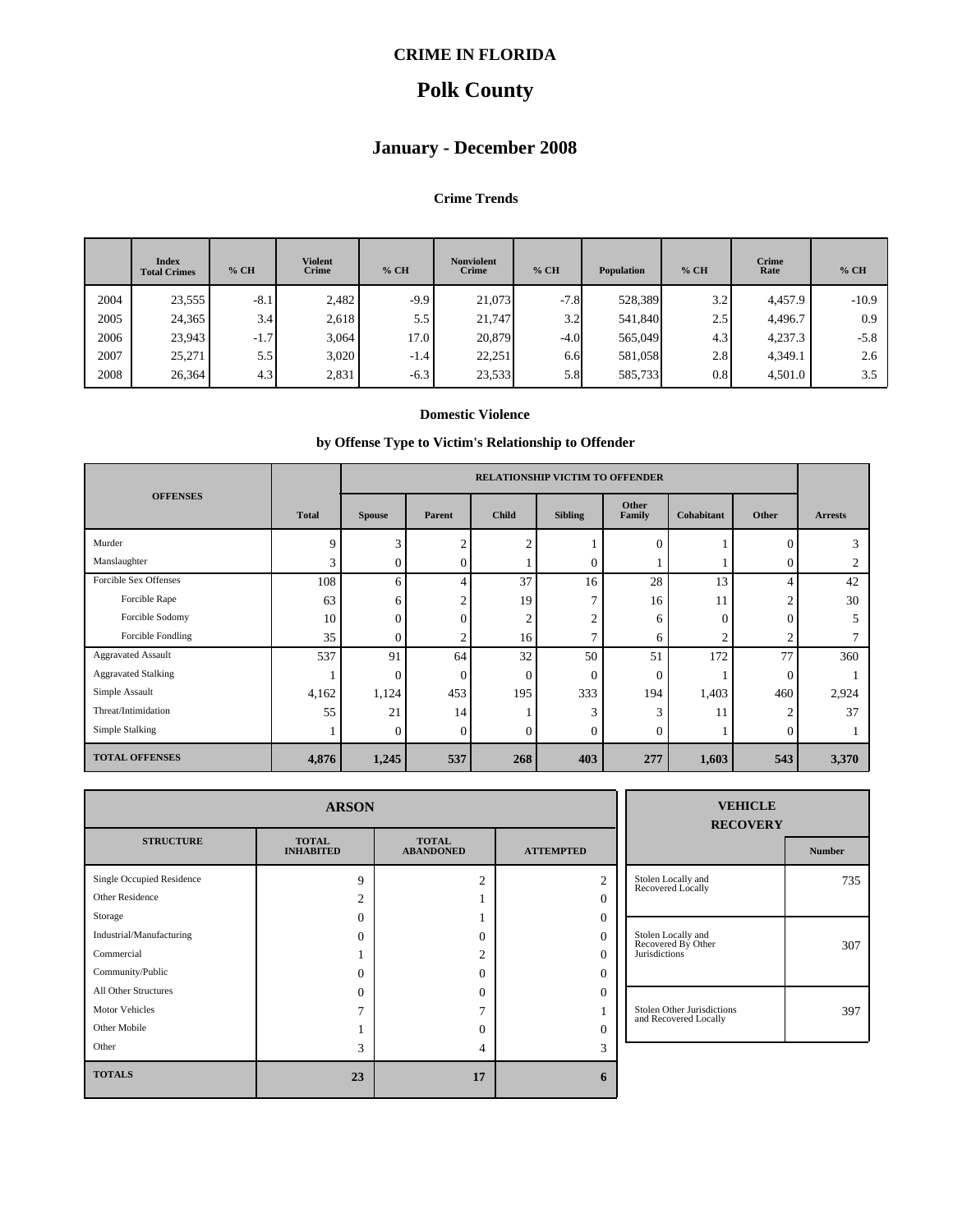**CRIME IN FLORIDA**

# Polk County

## January - December 2008

### Crime Trends

| | Index Total Crimes | % CH | Violent Crime | % CH | Nonviolent Crime | % CH | Population | % CH | Crime Rate | % CH |
|---|---|---|---|---|---|---|---|---|---|---|
| 2004 | 23,555 | -8.1 | 2,482 | -9.9 | 21,073 | -7.8 | 528,389 | 3.2 | 4,457.9 | -10.9 |
| 2005 | 24,365 | 3.4 | 2,618 | 5.5 | 21,747 | 3.2 | 541,840 | 2.5 | 4,496.7 | 0.9 |
| 2006 | 23,943 | -1.7 | 3,064 | 17.0 | 20,879 | -4.0 | 565,049 | 4.3 | 4,237.3 | -5.8 |
| 2007 | 25,271 | 5.5 | 3,020 | -1.4 | 22,251 | 6.6 | 581,058 | 2.8 | 4,349.1 | 2.6 |
| 2008 | 26,364 | 4.3 | 2,831 | -6.3 | 23,533 | 5.8 | 585,733 | 0.8 | 4,501.0 | 3.5 |

### Domestic Violence

### by Offense Type to Victim's Relationship to Offender

| OFFENSES | | RELATIONSHIP VICTIM TO OFFENDER | | | | | | | |
|---|---|---|---|---|---|---|---|---|---|
| | Total | Spouse | Parent | Child | Sibling | Other Family | Cohabitant | Other | Arrests |
| Murder | 9 | 3 | 2 | 2 | 1 | 0 | 1 | 0 | 3 |
| Manslaughter | 3 | 0 | 0 | 1 | 0 | 1 | 1 | 0 | 2 |
| Forcible Sex Offenses | 108 | 6 | 4 | 37 | 16 | 28 | 13 | 4 | 42 |
| Forcible Rape | 63 | 6 | 2 | 19 | 7 | 16 | 11 | 2 | 30 |
| Forcible Sodomy | 10 | 0 | 0 | 2 | 2 | 6 | 0 | 0 | 5 |
| Forcible Fondling | 35 | 0 | 2 | 16 | 7 | 6 | 2 | 2 | 7 |
| Aggravated Assault | 537 | 91 | 64 | 32 | 50 | 51 | 172 | 77 | 360 |
| Aggravated Stalking | 1 | 0 | 0 | 0 | 0 | 0 | 1 | 0 | 1 |
| Simple Assault | 4,162 | 1,124 | 453 | 195 | 333 | 194 | 1,403 | 460 | 2,924 |
| Threat/Intimidation | 55 | 21 | 14 | 1 | 3 | 3 | 11 | 2 | 37 |
| Simple Stalking | 1 | 0 | 0 | 0 | 0 | 0 | 1 | 0 | 1 |
| **TOTAL OFFENSES** | **4,876** | **1,245** | **537** | **268** | **403** | **277** | **1,603** | **543** | **3,370** |

| ARSON | | | |
|---|---|---|---|
| STRUCTURE | TOTAL INHABITED | TOTAL ABANDONED | ATTEMPTED |
| Single Occupied Residence | 9 | 2 | 2 |
| Other Residence | 2 | 1 | 0 |
| Storage | 0 | 1 | 0 |
| Industrial/Manufacturing | 0 | 0 | 0 |
| Commercial | 1 | 2 | 0 |
| Community/Public | 0 | 0 | 0 |
| All Other Structures | 0 | 0 | 0 |
| Motor Vehicles | 7 | 7 | 1 |
| Other Mobile | 1 | 0 | 0 |
| Other | 3 | 4 | 3 |
| **TOTALS** | **23** | **17** | **6** |

| VEHICLE RECOVERY | Number |
|---|---|
| Stolen Locally and Recovered Locally | 735 |
| Stolen Locally and Recovered By Other Jurisdictions | 307 |
| Stolen Other Jurisdictions and Recovered Locally | 397 |